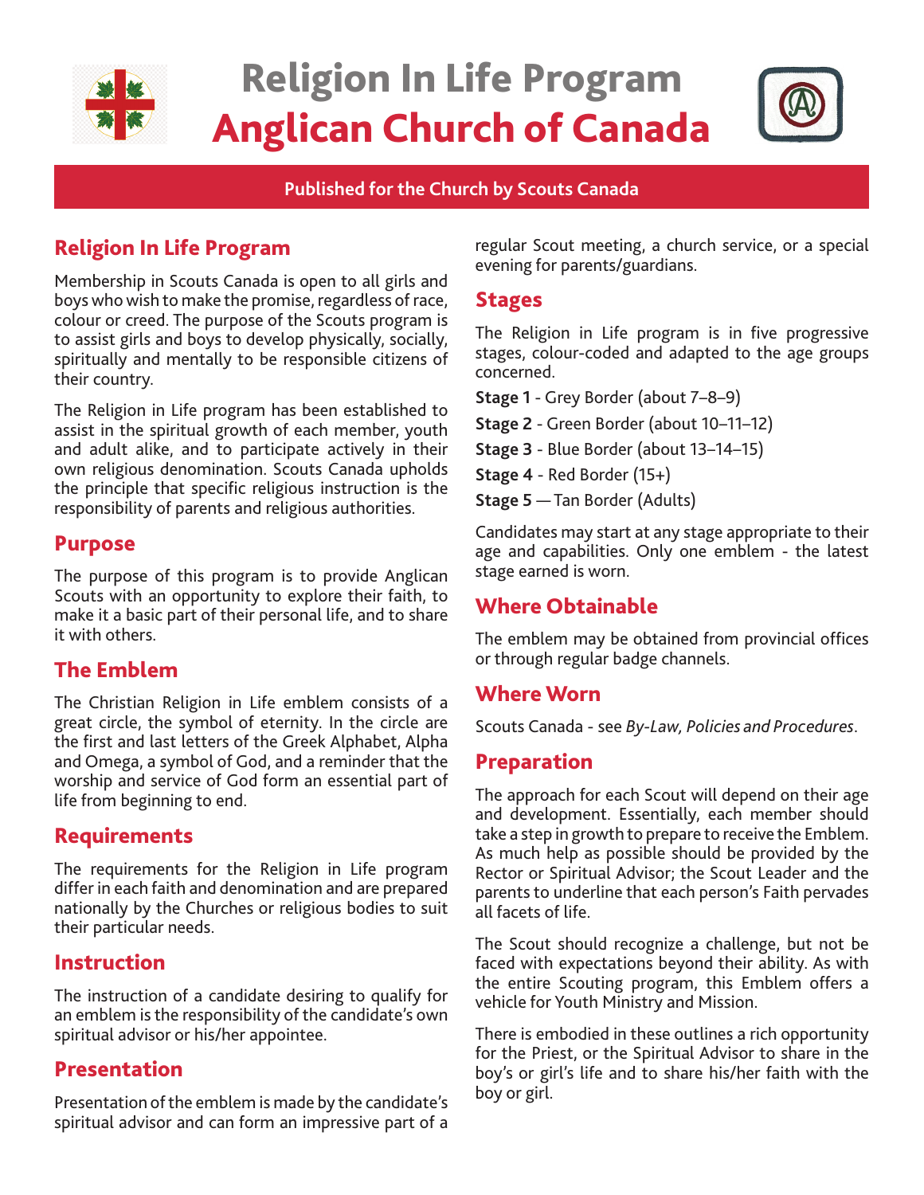# Religion In Life Program
# Anglican Church of Canada

**Published for the Church by Scouts Canada**

## Religion In Life Program

Membership in Scouts Canada is open to all girls and boys who wish to make the promise, regardless of race, colour or creed. The purpose of the Scouts program is to assist girls and boys to develop physically, socially, spiritually and mentally to be responsible citizens of their country.

The Religion in Life program has been established to assist in the spiritual growth of each member, youth and adult alike, and to participate actively in their own religious denomination. Scouts Canada upholds the principle that specific religious instruction is the responsibility of parents and religious authorities.

## Purpose

The purpose of this program is to provide Anglican Scouts with an opportunity to explore their faith, to make it a basic part of their personal life, and to share it with others.

## The Emblem

The Christian Religion in Life emblem consists of a great circle, the symbol of eternity. In the circle are the first and last letters of the Greek Alphabet, Alpha and Omega, a symbol of God, and a reminder that the worship and service of God form an essential part of life from beginning to end.

## Requirements

The requirements for the Religion in Life program differ in each faith and denomination and are prepared nationally by the Churches or religious bodies to suit their particular needs.

## Instruction

The instruction of a candidate desiring to qualify for an emblem is the responsibility of the candidate's own spiritual advisor or his/her appointee.

## Presentation

Presentation of the emblem is made by the candidate's spiritual advisor and can form an impressive part of a regular Scout meeting, a church service, or a special evening for parents/guardians.

## Stages

The Religion in Life program is in five progressive stages, colour-coded and adapted to the age groups concerned.

**Stage 1** - Grey Border (about 7–8–9)

**Stage 2** - Green Border (about 10–11–12)

**Stage 3** - Blue Border (about 13–14–15)

**Stage 4** - Red Border (15+)

**Stage 5** — Tan Border (Adults)

Candidates may start at any stage appropriate to their age and capabilities. Only one emblem - the latest stage earned is worn.

## Where Obtainable

The emblem may be obtained from provincial offices or through regular badge channels.

## Where Worn

Scouts Canada - see *By-Law, Policies and Procedures*.

## Preparation

The approach for each Scout will depend on their age and development. Essentially, each member should take a step in growth to prepare to receive the Emblem. As much help as possible should be provided by the Rector or Spiritual Advisor; the Scout Leader and the parents to underline that each person's Faith pervades all facets of life.

The Scout should recognize a challenge, but not be faced with expectations beyond their ability. As with the entire Scouting program, this Emblem offers a vehicle for Youth Ministry and Mission.

There is embodied in these outlines a rich opportunity for the Priest, or the Spiritual Advisor to share in the boy's or girl's life and to share his/her faith with the boy or girl.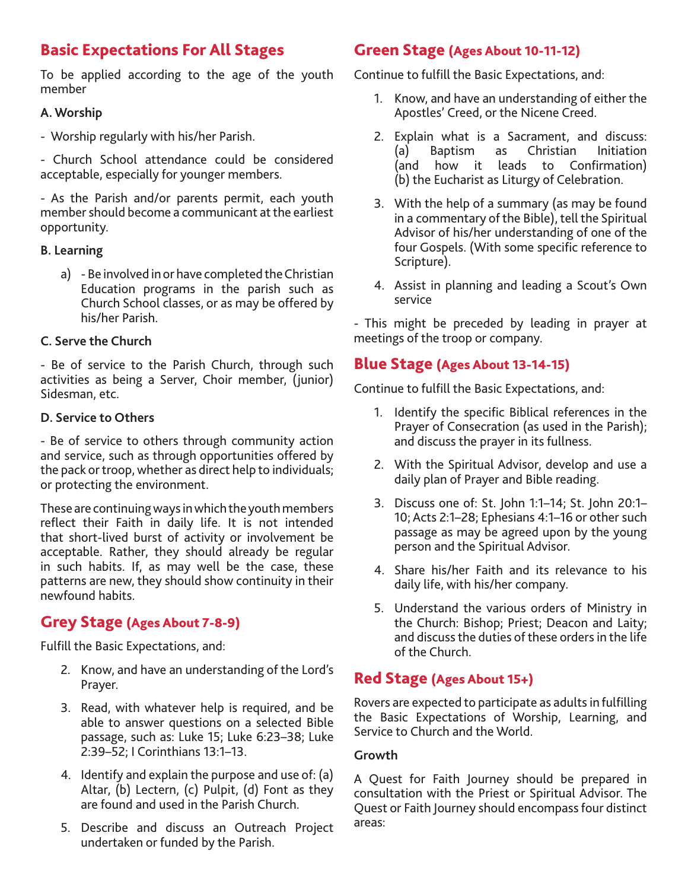## Basic Expectations For All Stages

To be applied according to the age of the youth member

**A. Worship**

- Worship regularly with his/her Parish.

- Church School attendance could be considered acceptable, especially for younger members.

- As the Parish and/or parents permit, each youth member should become a communicant at the earliest opportunity.

**B. Learning**

a) - Be involved in or have completed the Christian Education programs in the parish such as Church School classes, or as may be offered by his/her Parish.

**C. Serve the Church**

- Be of service to the Parish Church, through such activities as being a Server, Choir member, (junior) Sidesman, etc.

**D. Service to Others**

- Be of service to others through community action and service, such as through opportunities offered by the pack or troop, whether as direct help to individuals; or protecting the environment.

These are continuing ways in which the youth members reflect their Faith in daily life. It is not intended that short-lived burst of activity or involvement be acceptable. Rather, they should already be regular in such habits. If, as may well be the case, these patterns are new, they should show continuity in their newfound habits.

## Grey Stage (Ages About 7-8-9)

Fulfill the Basic Expectations, and:

2. Know, and have an understanding of the Lord's Prayer.
3. Read, with whatever help is required, and be able to answer questions on a selected Bible passage, such as: Luke 15; Luke 6:23–38; Luke 2:39–52; I Corinthians 13:1–13.
4. Identify and explain the purpose and use of: (a) Altar, (b) Lectern, (c) Pulpit, (d) Font as they are found and used in the Parish Church.
5. Describe and discuss an Outreach Project undertaken or funded by the Parish.

## Green Stage (Ages About 10-11-12)

Continue to fulfill the Basic Expectations, and:

1. Know, and have an understanding of either the Apostles' Creed, or the Nicene Creed.
2. Explain what is a Sacrament, and discuss: (a) Baptism as Christian Initiation (and how it leads to Confirmation) (b) the Eucharist as Liturgy of Celebration.
3. With the help of a summary (as may be found in a commentary of the Bible), tell the Spiritual Advisor of his/her understanding of one of the four Gospels. (With some specific reference to Scripture).
4. Assist in planning and leading a Scout's Own service

- This might be preceded by leading in prayer at meetings of the troop or company.

## Blue Stage (Ages About 13-14-15)

Continue to fulfill the Basic Expectations, and:

1. Identify the specific Biblical references in the Prayer of Consecration (as used in the Parish); and discuss the prayer in its fullness.
2. With the Spiritual Advisor, develop and use a daily plan of Prayer and Bible reading.
3. Discuss one of: St. John 1:1–14; St. John 20:1–10; Acts 2:1–28; Ephesians 4:1–16 or other such passage as may be agreed upon by the young person and the Spiritual Advisor.
4. Share his/her Faith and its relevance to his daily life, with his/her company.
5. Understand the various orders of Ministry in the Church: Bishop; Priest; Deacon and Laity; and discuss the duties of these orders in the life of the Church.

## Red Stage (Ages About 15+)

Rovers are expected to participate as adults in fulfilling the Basic Expectations of Worship, Learning, and Service to Church and the World.

**Growth**

A Quest for Faith Journey should be prepared in consultation with the Priest or Spiritual Advisor. The Quest or Faith Journey should encompass four distinct areas: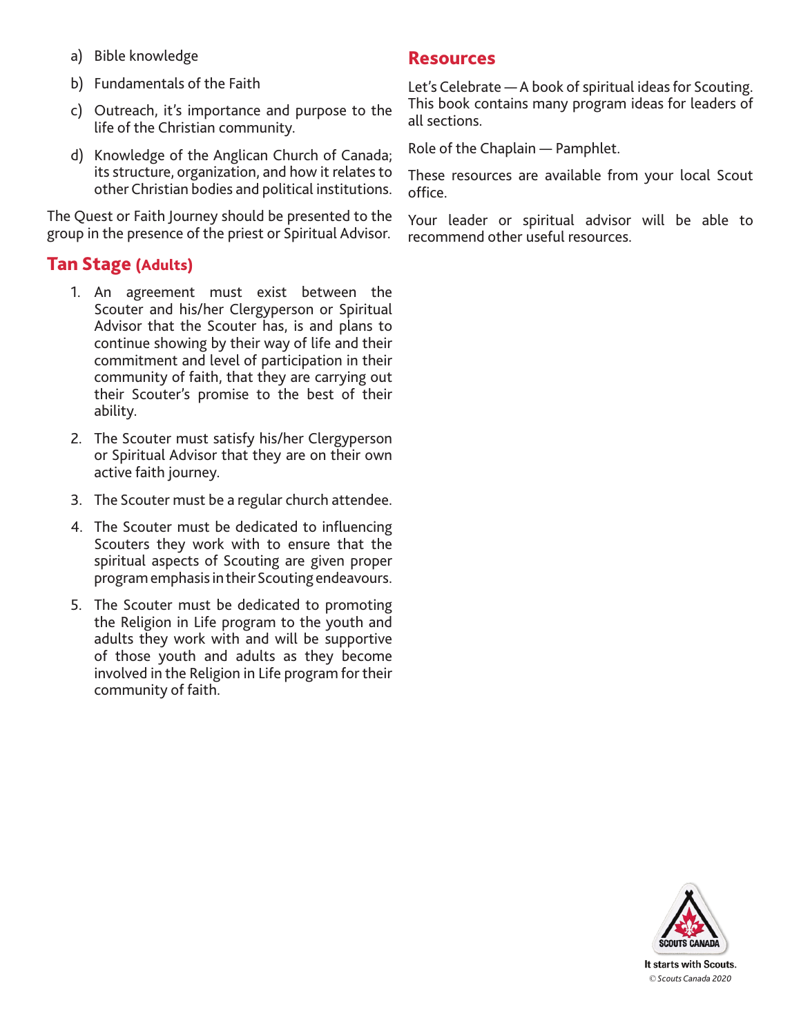a) Bible knowledge

b) Fundamentals of the Faith

c) Outreach, it's importance and purpose to the life of the Christian community.

d) Knowledge of the Anglican Church of Canada; its structure, organization, and how it relates to other Christian bodies and political institutions.

The Quest or Faith Journey should be presented to the group in the presence of the priest or Spiritual Advisor.

## Tan Stage (Adults)

1. An agreement must exist between the Scouter and his/her Clergyperson or Spiritual Advisor that the Scouter has, is and plans to continue showing by their way of life and their commitment and level of participation in their community of faith, that they are carrying out their Scouter's promise to the best of their ability.
2. The Scouter must satisfy his/her Clergyperson or Spiritual Advisor that they are on their own active faith journey.
3. The Scouter must be a regular church attendee.
4. The Scouter must be dedicated to influencing Scouters they work with to ensure that the spiritual aspects of Scouting are given proper program emphasis in their Scouting endeavours.
5. The Scouter must be dedicated to promoting the Religion in Life program to the youth and adults they work with and will be supportive of those youth and adults as they become involved in the Religion in Life program for their community of faith.

## Resources

Let's Celebrate — A book of spiritual ideas for Scouting. This book contains many program ideas for leaders of all sections.

Role of the Chaplain — Pamphlet.

These resources are available from your local Scout office.

Your leader or spiritual advisor will be able to recommend other useful resources.

SCOUTS CANADA

It starts with Scouts.

© Scouts Canada 2020